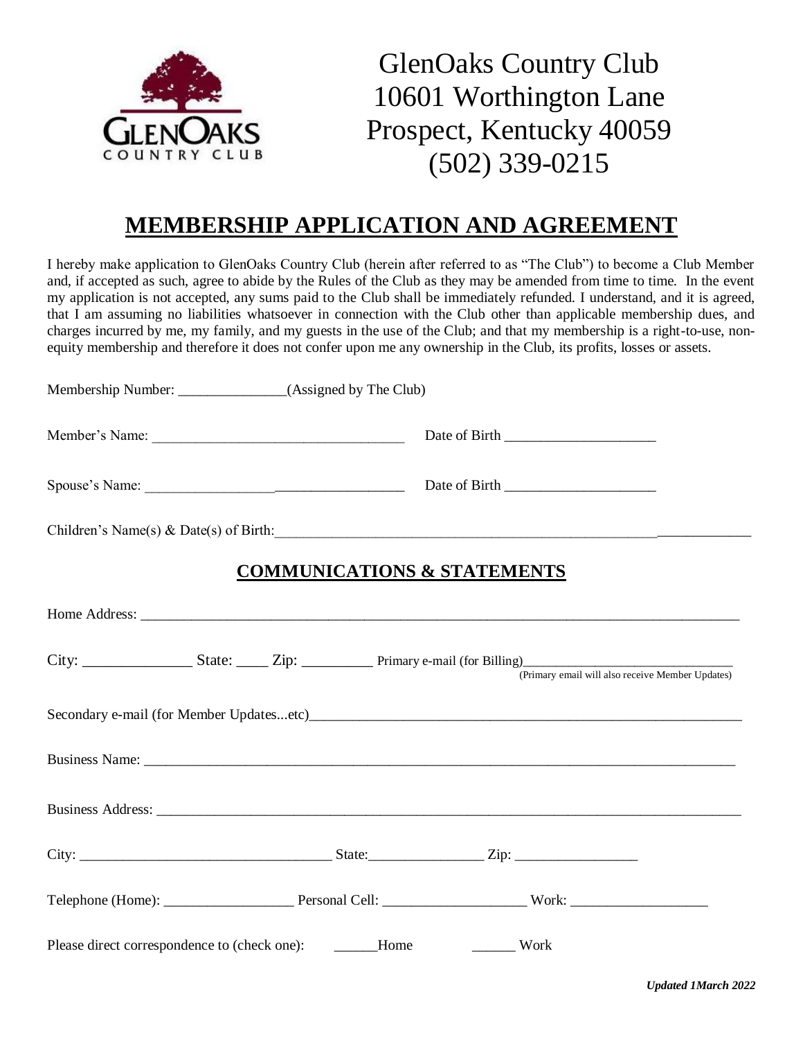GlenOaks Country Club
10601 Worthington Lane
Prospect, Kentucky 40059
(502) 339-0215

# MEMBERSHIP APPLICATION AND AGREEMENT

I hereby make application to GlenOaks Country Club (herein after referred to as "The Club") to become a Club Member and, if accepted as such, agree to abide by the Rules of the Club as they may be amended from time to time. In the event my application is not accepted, any sums paid to the Club shall be immediately refunded. I understand, and it is agreed, that I am assuming no liabilities whatsoever in connection with the Club other than applicable membership dues, and charges incurred by me, my family, and my guests in the use of the Club; and that my membership is a right-to-use, non-equity membership and therefore it does not confer upon me any ownership in the Club, its profits, losses or assets.

Membership Number: _______________(Assigned by The Club)

Member's Name: ___________________________________ Date of Birth ____________________

Spouse's Name: ___________________________________ Date of Birth ____________________

Children's Name(s) & Date(s) of Birth:___________________________________________________________________

## COMMUNICATIONS & STATEMENTS

Home Address: ___________________________________________________________________________________

City: ______________ State: ____ Zip: _________ Primary e-mail (for Billing)______________________________
(Primary email will also receive Member Updates)

Secondary e-mail (for Member Updates...etc)______________________________________________________________

Business Name: ___________________________________________________________________________________

Business Address: _________________________________________________________________________________

City: __________________________________ State:________________ Zip: _________________

Telephone (Home): __________________ Personal Cell: ____________________ Work: ___________________

Please direct correspondence to (check one): ______Home ______ Work

*Updated 1March 2022*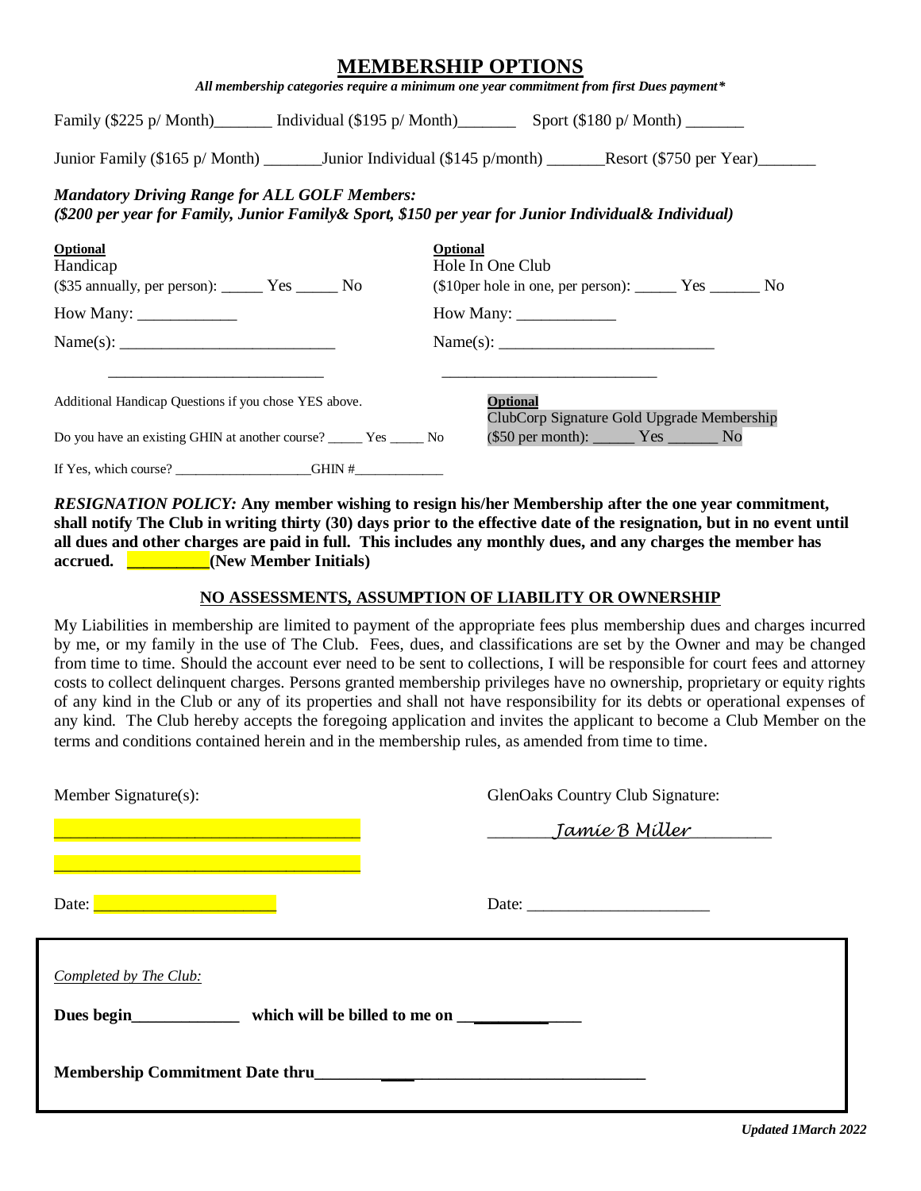# MEMBERSHIP OPTIONS

***All membership categories require a minimum one year commitment from first Dues payment****

Family ($225 p/ Month)_______ Individual ($195 p/ Month)_______ Sport ($180 p/ Month) _______

Junior Family ($165 p/ Month) _______Junior Individual ($145 p/month) _______Resort ($750 per Year)_______

***Mandatory Driving Range for ALL GOLF Members:***
***($200 per year for Family, Junior Family& Sport, $150 per year for Junior Individual& Individual)***

**Optional**
Handicap
($35 annually, per person): _____ Yes _____ No

How Many: ____________

Name(s): __________________________

__________________________

**Optional**
Hole In One Club
($10per hole in one, per person): _____ Yes ______ No

How Many: ____________

Name(s): __________________________

__________________________

Additional Handicap Questions if you chose YES above.

Do you have an existing GHIN at another course? _____ Yes _____ No

If Yes, which course? ____________________GHIN #_____________

**Optional**
ClubCorp Signature Gold Upgrade Membership
($50 per month): _____ Yes ______ No

***RESIGNATION POLICY:*** **Any member wishing to resign his/her Membership after the one year commitment, shall notify The Club in writing thirty (30) days prior to the effective date of the resignation, but in no event until all dues and other charges are paid in full. This includes any monthly dues, and any charges the member has accrued. __________(New Member Initials)**

**NO ASSESSMENTS, ASSUMPTION OF LIABILITY OR OWNERSHIP**

My Liabilities in membership are limited to payment of the appropriate fees plus membership dues and charges incurred by me, or my family in the use of The Club. Fees, dues, and classifications are set by the Owner and may be changed from time to time. Should the account ever need to be sent to collections, I will be responsible for court fees and attorney costs to collect delinquent charges. Persons granted membership privileges have no ownership, proprietary or equity rights of any kind in the Club or any of its properties and shall not have responsibility for its debts or operational expenses of any kind. The Club hereby accepts the foregoing application and invites the applicant to become a Club Member on the terms and conditions contained herein and in the membership rules, as amended from time to time.

Member Signature(s):

___________________________________

___________________________________

Date: ______________________

GlenOaks Country Club Signature:

_______*Jamie B Miller*_________

Date: ______________________

*Completed by The Club:*

**Dues begin_____________ which will be billed to me on _______________**

**Membership Commitment Date thru____________________________________**

***Updated 1March 2022***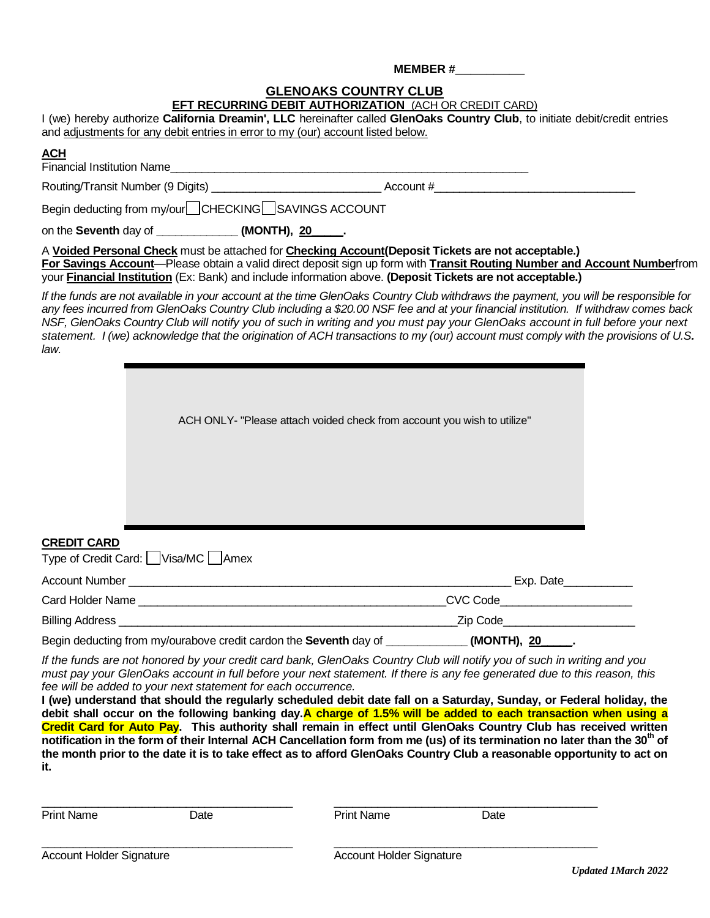**MEMBER #\_\_\_\_\_\_\_\_\_\_\_**

# GLENOAKS COUNTRY CLUB

## EFT RECURRING DEBIT AUTHORIZATION (ACH OR CREDIT CARD)

I (we) hereby authorize **California Dreamin', LLC** hereinafter called **GlenOaks Country Club**, to initiate debit/credit entries and adjustments for any debit entries in error to my (our) account listed below.

### ACH

Financial Institution Name\_\_\_\_\_\_\_\_\_\_\_\_\_\_\_\_\_\_\_\_\_\_\_\_\_\_\_\_\_\_\_\_\_\_\_\_\_\_\_\_\_\_\_\_\_\_\_\_\_\_\_\_\_\_\_\_\_\_\_

Routing/Transit Number (9 Digits) \_\_\_\_\_\_\_\_\_\_\_\_\_\_\_\_\_\_\_\_\_\_\_\_\_\_\_ Account #\_\_\_\_\_\_\_\_\_\_\_\_\_\_\_\_\_\_\_\_\_\_\_\_\_\_\_\_\_\_\_\_

Begin deducting from my/our ☐ CHECKING ☐ SAVINGS ACCOUNT

on the **Seventh** day of \_\_\_\_\_\_\_\_\_\_\_\_\_ **(MONTH), 20\_\_\_\_\_.**

A **Voided Personal Check** must be attached for **Checking Account(Deposit Tickets are not acceptable.)**
**For Savings Account**—Please obtain a valid direct deposit sign up form with **Transit Routing Number and Account Number** from your **Financial Institution** (Ex: Bank) and include information above. **(Deposit Tickets are not acceptable.)**

*If the funds are not available in your account at the time GlenOaks Country Club withdraws the payment, you will be responsible for any fees incurred from GlenOaks Country Club including a $20.00 NSF fee and at your financial institution. If withdraw comes back NSF, GlenOaks Country Club will notify you of such in writing and you must pay your GlenOaks account in full before your next statement. I (we) acknowledge that the origination of ACH transactions to my (our) account must comply with the provisions of U.S. law.*

ACH ONLY- "Please attach voided check from account you wish to utilize"

### CREDIT CARD

Type of Credit Card: ☐ Visa/MC ☐ Amex

Account Number \_\_\_\_\_\_\_\_\_\_\_\_\_\_\_\_\_\_\_\_\_\_\_\_\_\_\_\_\_\_\_\_\_\_\_\_\_\_\_\_\_\_\_\_\_\_\_\_\_\_\_\_\_\_\_\_\_\_\_\_\_\_\_\_\_ Exp. Date\_\_\_\_\_\_\_\_\_\_\_

Card Holder Name \_\_\_\_\_\_\_\_\_\_\_\_\_\_\_\_\_\_\_\_\_\_\_\_\_\_\_\_\_\_\_\_\_\_\_\_\_\_\_\_\_\_\_\_\_\_\_\_\_\_\_\_CVC Code\_\_\_\_\_\_\_\_\_\_\_\_\_\_\_\_\_\_\_\_

Billing Address \_\_\_\_\_\_\_\_\_\_\_\_\_\_\_\_\_\_\_\_\_\_\_\_\_\_\_\_\_\_\_\_\_\_\_\_\_\_\_\_\_\_\_\_\_\_\_\_\_\_\_\_\_\_\_\_Zip Code\_\_\_\_\_\_\_\_\_\_\_\_\_\_\_\_\_\_\_\_

Begin deducting from my/ourabove credit cardon the **Seventh** day of \_\_\_\_\_\_\_\_\_\_\_\_\_ **(MONTH), 20\_\_\_\_\_.**

*If the funds are not honored by your credit card bank, GlenOaks Country Club will notify you of such in writing and you must pay your GlenOaks account in full before your next statement. If there is any fee generated due to this reason, this fee will be added to your next statement for each occurrence.*

**I (we) understand that should the regularly scheduled debit date fall on a Saturday, Sunday, or Federal holiday, the debit shall occur on the following banking day. A charge of 1.5% will be added to each transaction when using a Credit Card for Auto Pay. This authority shall remain in effect until GlenOaks Country Club has received written notification in the form of their Internal ACH Cancellation form from me (us) of its termination no later than the 30th of the month prior to the date it is to take effect as to afford GlenOaks Country Club a reasonable opportunity to act on it.**

\_\_\_\_\_\_\_\_\_\_\_\_\_\_\_\_\_\_\_\_\_\_\_\_\_\_\_\_\_\_\_\_\_\_\_\_\_\_\_\_ \_\_\_\_\_\_\_\_\_\_\_\_\_\_\_\_\_\_\_\_\_\_\_\_\_\_\_\_\_\_\_\_\_\_\_\_\_\_\_\_\_\_
Print Name Date Print Name Date

\_\_\_\_\_\_\_\_\_\_\_\_\_\_\_\_\_\_\_\_\_\_\_\_\_\_\_\_\_\_\_\_\_\_\_\_\_\_\_\_ \_\_\_\_\_\_\_\_\_\_\_\_\_\_\_\_\_\_\_\_\_\_\_\_\_\_\_\_\_\_\_\_\_\_\_\_\_\_\_\_\_\_
Account Holder Signature Account Holder Signature

*Updated 1March 2022*